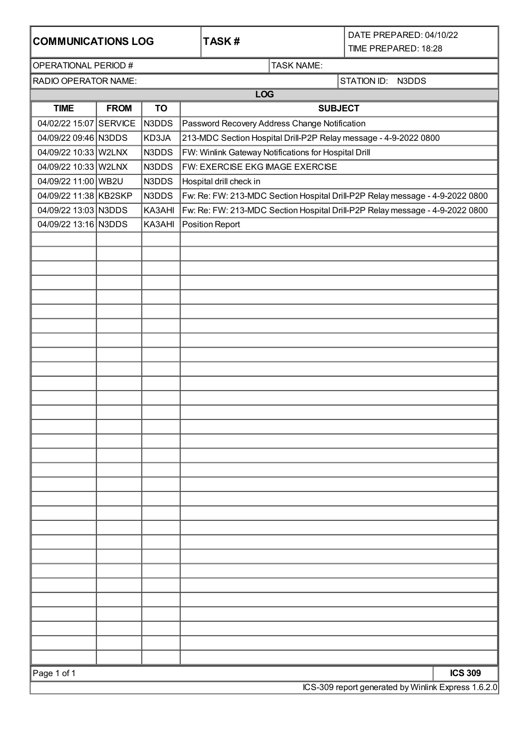| COMMUNICATIONS LOG | TASK # | DATE PREPARED: 04/10/22<br>TIME PREPARED: 18:28 |
|---|---|---|

| OPERATIONAL PERIOD # | TASK NAME: |
|---|---|

| RADIO OPERATOR NAME: | STATION ID: N3DDS |
|---|---|

**LOG**

| TIME | FROM | TO | SUBJECT |
|---|---|---|---|
| 04/02/22 15:07 | SERVICE | N3DDS | Password Recovery Address Change Notification |
| 04/09/22 09:46 | N3DDS | KD3JA | 213-MDC Section Hospital Drill-P2P Relay message - 4-9-2022 0800 |
| 04/09/22 10:33 | W2LNX | N3DDS | FW: Winlink Gateway Notifications for Hospital Drill |
| 04/09/22 10:33 | W2LNX | N3DDS | FW: EXERCISE EKG IMAGE EXERCISE |
| 04/09/22 11:00 | WB2U | N3DDS | Hospital drill check in |
| 04/09/22 11:38 | KB2SKP | N3DDS | Fw: Re: FW: 213-MDC Section Hospital Drill-P2P Relay message - 4-9-2022 0800 |
| 04/09/22 13:03 | N3DDS | KA3AHI | Fw: Re: FW: 213-MDC Section Hospital Drill-P2P Relay message - 4-9-2022 0800 |
| 04/09/22 13:16 | N3DDS | KA3AHI | Position Report |

**ICS 309**

ICS-309 report generated by Winlink Express 1.6.2.0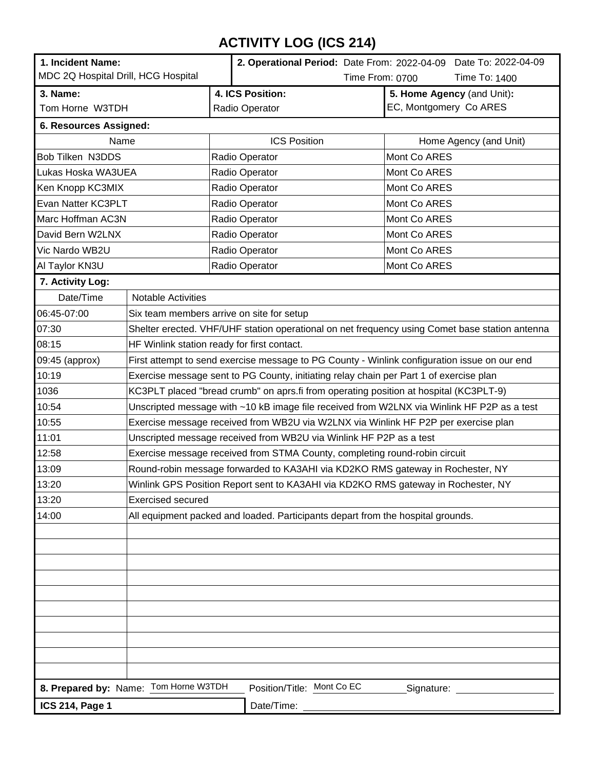# ACTIVITY LOG (ICS 214)

| **1. Incident Name:** | **2. Operational Period:** Date From: 2022-04-09 | Date To: 2022-04-09 |
|---|---|---|
| MDC 2Q Hospital Drill, HCG Hospital | Time From: 0700 | Time To: 1400 |

| **3. Name:** | **4. ICS Position:** | **5. Home Agency** (and Unit)**:** |
|---|---|---|
| Tom Horne W3TDH | Radio Operator | EC, Montgomery Co ARES |

**6. Resources Assigned:**

| Name | ICS Position | Home Agency (and Unit) |
|---|---|---|
| Bob Tilken N3DDS | Radio Operator | Mont Co ARES |
| Lukas Hoska WA3UEA | Radio Operator | Mont Co ARES |
| Ken Knopp KC3MIX | Radio Operator | Mont Co ARES |
| Evan Natter KC3PLT | Radio Operator | Mont Co ARES |
| Marc Hoffman AC3N | Radio Operator | Mont Co ARES |
| David Bern W2LNX | Radio Operator | Mont Co ARES |
| Vic Nardo WB2U | Radio Operator | Mont Co ARES |
| Al Taylor KN3U | Radio Operator | Mont Co ARES |

**7. Activity Log:**

| Date/Time | Notable Activities |
|---|---|
| 06:45-07:00 | Six team members arrive on site for setup |
| 07:30 | Shelter erected. VHF/UHF station operational on net frequency using Comet base station antenna |
| 08:15 | HF Winlink station ready for first contact. |
| 09:45 (approx) | First attempt to send exercise message to PG County - Winlink configuration issue on our end |
| 10:19 | Exercise message sent to PG County, initiating relay chain per Part 1 of exercise plan |
| 1036 | KC3PLT placed "bread crumb" on aprs.fi from operating position at hospital (KC3PLT-9) |
| 10:54 | Unscripted message with ~10 kB image file received from W2LNX via Winlink HF P2P as a test |
| 10:55 | Exercise message received from WB2U via W2LNX via Winlink HF P2P per exercise plan |
| 11:01 | Unscripted message received from WB2U via Winlink HF P2P as a test |
| 12:58 | Exercise message received from STMA County, completing round-robin circuit |
| 13:09 | Round-robin message forwarded to KA3AHI via KD2KO RMS gateway in Rochester, NY |
| 13:20 | Winlink GPS Position Report sent to KA3AHI via KD2KO RMS gateway in Rochester, NY |
| 13:20 | Exercised secured |
| 14:00 | All equipment packed and loaded. Participants depart from the hospital grounds. |
| | |
| | |
| | |
| | |
| | |
| | |
| | |
| | |
| | |
| | |

**8. Prepared by:** Name: Tom Horne W3TDH Position/Title: Mont Co EC Signature: ____________

**ICS 214, Page 1** Date/Time: ____________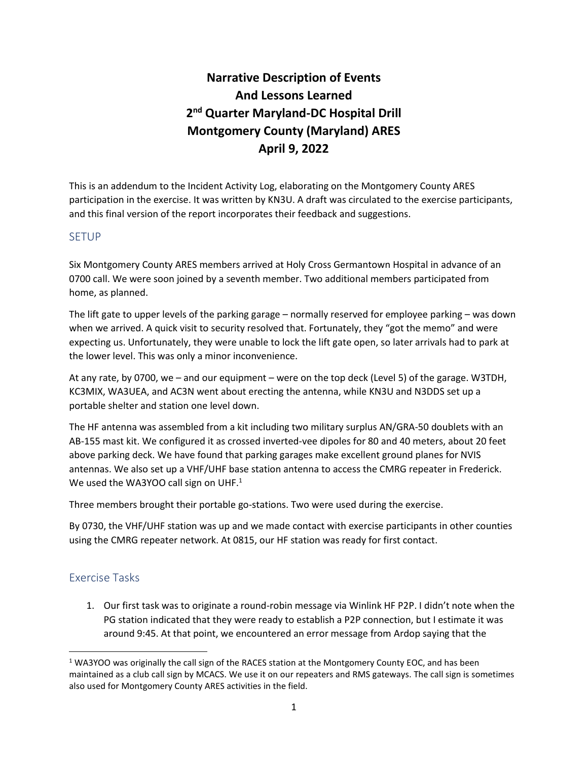# Narrative Description of Events And Lessons Learned 2nd Quarter Maryland-DC Hospital Drill Montgomery County (Maryland) ARES April 9, 2022

This is an addendum to the Incident Activity Log, elaborating on the Montgomery County ARES participation in the exercise. It was written by KN3U. A draft was circulated to the exercise participants, and this final version of the report incorporates their feedback and suggestions.

## SETUP

Six Montgomery County ARES members arrived at Holy Cross Germantown Hospital in advance of an 0700 call. We were soon joined by a seventh member. Two additional members participated from home, as planned.

The lift gate to upper levels of the parking garage – normally reserved for employee parking – was down when we arrived. A quick visit to security resolved that. Fortunately, they "got the memo" and were expecting us. Unfortunately, they were unable to lock the lift gate open, so later arrivals had to park at the lower level. This was only a minor inconvenience.

At any rate, by 0700, we – and our equipment – were on the top deck (Level 5) of the garage. W3TDH, KC3MIX, WA3UEA, and AC3N went about erecting the antenna, while KN3U and N3DDS set up a portable shelter and station one level down.

The HF antenna was assembled from a kit including two military surplus AN/GRA-50 doublets with an AB-155 mast kit. We configured it as crossed inverted-vee dipoles for 80 and 40 meters, about 20 feet above parking deck. We have found that parking garages make excellent ground planes for NVIS antennas. We also set up a VHF/UHF base station antenna to access the CMRG repeater in Frederick. We used the WA3YOO call sign on UHF.[1]

Three members brought their portable go-stations. Two were used during the exercise.

By 0730, the VHF/UHF station was up and we made contact with exercise participants in other counties using the CMRG repeater network. At 0815, our HF station was ready for first contact.

## Exercise Tasks

1. Our first task was to originate a round-robin message via Winlink HF P2P. I didn't note when the PG station indicated that they were ready to establish a P2P connection, but I estimate it was around 9:45. At that point, we encountered an error message from Ardop saying that the

[1] WA3YOO was originally the call sign of the RACES station at the Montgomery County EOC, and has been maintained as a club call sign by MCACS. We use it on our repeaters and RMS gateways. The call sign is sometimes also used for Montgomery County ARES activities in the field.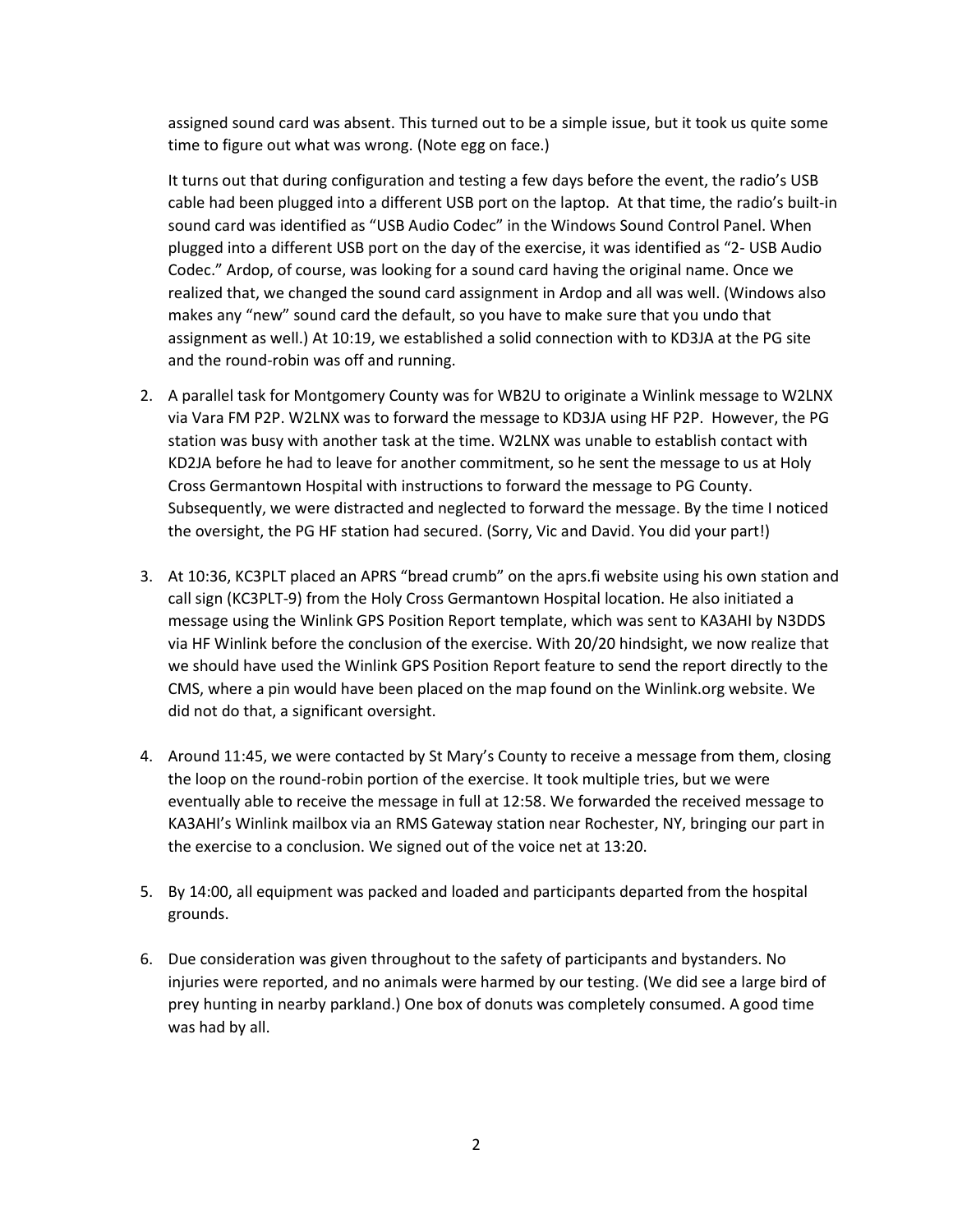assigned sound card was absent. This turned out to be a simple issue, but it took us quite some time to figure out what was wrong. (Note egg on face.)

It turns out that during configuration and testing a few days before the event, the radio's USB cable had been plugged into a different USB port on the laptop. At that time, the radio's built-in sound card was identified as "USB Audio Codec" in the Windows Sound Control Panel. When plugged into a different USB port on the day of the exercise, it was identified as "2- USB Audio Codec." Ardop, of course, was looking for a sound card having the original name. Once we realized that, we changed the sound card assignment in Ardop and all was well. (Windows also makes any "new" sound card the default, so you have to make sure that you undo that assignment as well.) At 10:19, we established a solid connection with to KD3JA at the PG site and the round-robin was off and running.

2. A parallel task for Montgomery County was for WB2U to originate a Winlink message to W2LNX via Vara FM P2P. W2LNX was to forward the message to KD3JA using HF P2P. However, the PG station was busy with another task at the time. W2LNX was unable to establish contact with KD2JA before he had to leave for another commitment, so he sent the message to us at Holy Cross Germantown Hospital with instructions to forward the message to PG County. Subsequently, we were distracted and neglected to forward the message. By the time I noticed the oversight, the PG HF station had secured. (Sorry, Vic and David. You did your part!)

3. At 10:36, KC3PLT placed an APRS "bread crumb" on the aprs.fi website using his own station and call sign (KC3PLT-9) from the Holy Cross Germantown Hospital location. He also initiated a message using the Winlink GPS Position Report template, which was sent to KA3AHI by N3DDS via HF Winlink before the conclusion of the exercise. With 20/20 hindsight, we now realize that we should have used the Winlink GPS Position Report feature to send the report directly to the CMS, where a pin would have been placed on the map found on the Winlink.org website. We did not do that, a significant oversight.

4. Around 11:45, we were contacted by St Mary's County to receive a message from them, closing the loop on the round-robin portion of the exercise. It took multiple tries, but we were eventually able to receive the message in full at 12:58. We forwarded the received message to KA3AHI's Winlink mailbox via an RMS Gateway station near Rochester, NY, bringing our part in the exercise to a conclusion. We signed out of the voice net at 13:20.

5. By 14:00, all equipment was packed and loaded and participants departed from the hospital grounds.

6. Due consideration was given throughout to the safety of participants and bystanders. No injuries were reported, and no animals were harmed by our testing. (We did see a large bird of prey hunting in nearby parkland.) One box of donuts was completely consumed. A good time was had by all.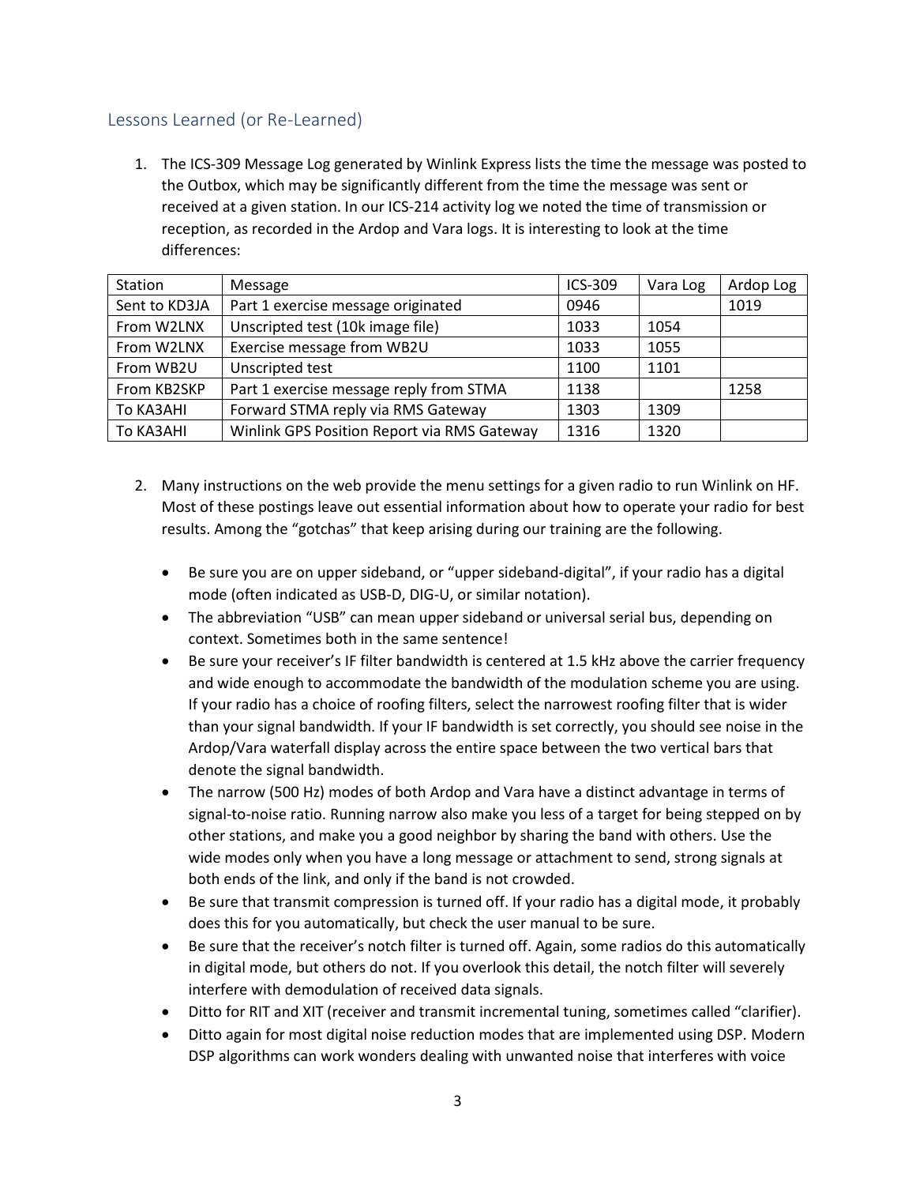## Lessons Learned (or Re-Learned)

1. The ICS-309 Message Log generated by Winlink Express lists the time the message was posted to the Outbox, which may be significantly different from the time the message was sent or received at a given station. In our ICS-214 activity log we noted the time of transmission or reception, as recorded in the Ardop and Vara logs. It is interesting to look at the time differences:

| Station | Message | ICS-309 | Vara Log | Ardop Log |
|---|---|---|---|---|
| Sent to KD3JA | Part 1 exercise message originated | 0946 | | 1019 |
| From W2LNX | Unscripted test (10k image file) | 1033 | 1054 | |
| From W2LNX | Exercise message from WB2U | 1033 | 1055 | |
| From WB2U | Unscripted test | 1100 | 1101 | |
| From KB2SKP | Part 1 exercise message reply from STMA | 1138 | | 1258 |
| To KA3AHI | Forward STMA reply via RMS Gateway | 1303 | 1309 | |
| To KA3AHI | Winlink GPS Position Report via RMS Gateway | 1316 | 1320 | |

2. Many instructions on the web provide the menu settings for a given radio to run Winlink on HF. Most of these postings leave out essential information about how to operate your radio for best results. Among the "gotchas" that keep arising during our training are the following.

   - Be sure you are on upper sideband, or "upper sideband-digital", if your radio has a digital mode (often indicated as USB-D, DIG-U, or similar notation).
   - The abbreviation "USB" can mean upper sideband or universal serial bus, depending on context. Sometimes both in the same sentence!
   - Be sure your receiver's IF filter bandwidth is centered at 1.5 kHz above the carrier frequency and wide enough to accommodate the bandwidth of the modulation scheme you are using. If your radio has a choice of roofing filters, select the narrowest roofing filter that is wider than your signal bandwidth. If your IF bandwidth is set correctly, you should see noise in the Ardop/Vara waterfall display across the entire space between the two vertical bars that denote the signal bandwidth.
   - The narrow (500 Hz) modes of both Ardop and Vara have a distinct advantage in terms of signal-to-noise ratio. Running narrow also make you less of a target for being stepped on by other stations, and make you a good neighbor by sharing the band with others. Use the wide modes only when you have a long message or attachment to send, strong signals at both ends of the link, and only if the band is not crowded.
   - Be sure that transmit compression is turned off. If your radio has a digital mode, it probably does this for you automatically, but check the user manual to be sure.
   - Be sure that the receiver's notch filter is turned off. Again, some radios do this automatically in digital mode, but others do not. If you overlook this detail, the notch filter will severely interfere with demodulation of received data signals.
   - Ditto for RIT and XIT (receiver and transmit incremental tuning, sometimes called "clarifier).
   - Ditto again for most digital noise reduction modes that are implemented using DSP. Modern DSP algorithms can work wonders dealing with unwanted noise that interferes with voice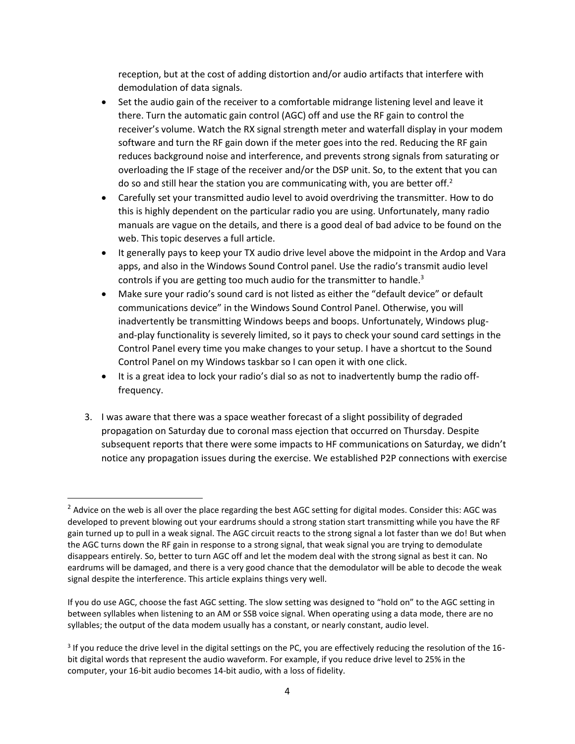reception, but at the cost of adding distortion and/or audio artifacts that interfere with demodulation of data signals.

- Set the audio gain of the receiver to a comfortable midrange listening level and leave it there. Turn the automatic gain control (AGC) off and use the RF gain to control the receiver's volume. Watch the RX signal strength meter and waterfall display in your modem software and turn the RF gain down if the meter goes into the red. Reducing the RF gain reduces background noise and interference, and prevents strong signals from saturating or overloading the IF stage of the receiver and/or the DSP unit. So, to the extent that you can do so and still hear the station you are communicating with, you are better off.[2]
- Carefully set your transmitted audio level to avoid overdriving the transmitter. How to do this is highly dependent on the particular radio you are using. Unfortunately, many radio manuals are vague on the details, and there is a good deal of bad advice to be found on the web. This topic deserves a full article.
- It generally pays to keep your TX audio drive level above the midpoint in the Ardop and Vara apps, and also in the Windows Sound Control panel. Use the radio's transmit audio level controls if you are getting too much audio for the transmitter to handle.[3]
- Make sure your radio's sound card is not listed as either the "default device" or default communications device" in the Windows Sound Control Panel. Otherwise, you will inadvertently be transmitting Windows beeps and boops. Unfortunately, Windows plug-and-play functionality is severely limited, so it pays to check your sound card settings in the Control Panel every time you make changes to your setup. I have a shortcut to the Sound Control Panel on my Windows taskbar so I can open it with one click.
- It is a great idea to lock your radio's dial so as not to inadvertently bump the radio off-frequency.

3. I was aware that there was a space weather forecast of a slight possibility of degraded propagation on Saturday due to coronal mass ejection that occurred on Thursday. Despite subsequent reports that there were some impacts to HF communications on Saturday, we didn't notice any propagation issues during the exercise. We established P2P connections with exercise

---

[2] Advice on the web is all over the place regarding the best AGC setting for digital modes. Consider this: AGC was developed to prevent blowing out your eardrums should a strong station start transmitting while you have the RF gain turned up to pull in a weak signal. The AGC circuit reacts to the strong signal a lot faster than we do! But when the AGC turns down the RF gain in response to a strong signal, that weak signal you are trying to demodulate disappears entirely. So, better to turn AGC off and let the modem deal with the strong signal as best it can. No eardrums will be damaged, and there is a very good chance that the demodulator will be able to decode the weak signal despite the interference. This article explains things very well.

If you do use AGC, choose the fast AGC setting. The slow setting was designed to "hold on" to the AGC setting in between syllables when listening to an AM or SSB voice signal. When operating using a data mode, there are no syllables; the output of the data modem usually has a constant, or nearly constant, audio level.

[3] If you reduce the drive level in the digital settings on the PC, you are effectively reducing the resolution of the 16-bit digital words that represent the audio waveform. For example, if you reduce drive level to 25% in the computer, your 16-bit audio becomes 14-bit audio, with a loss of fidelity.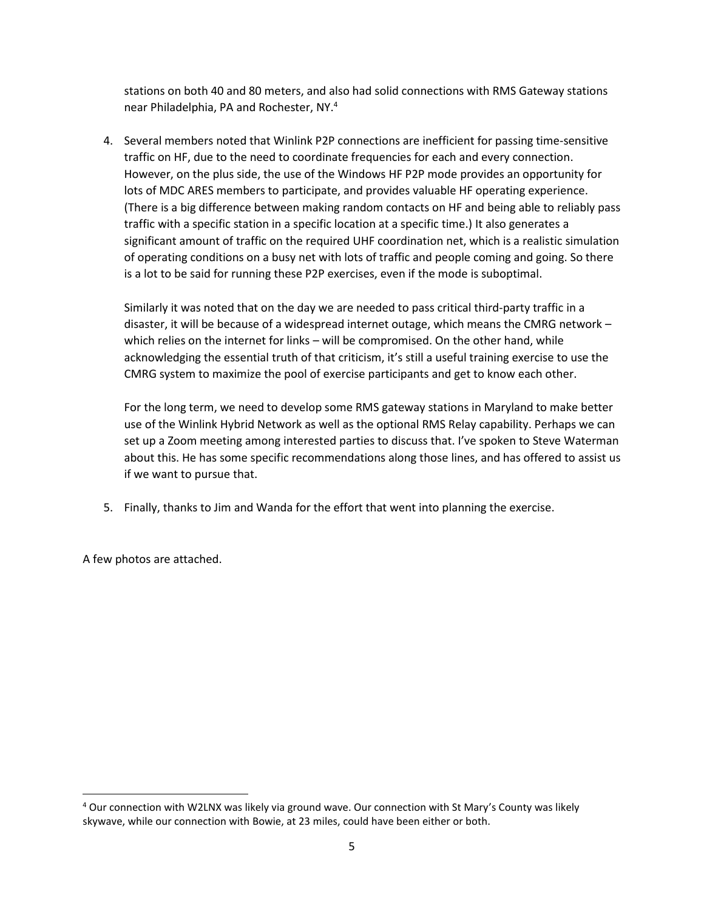stations on both 40 and 80 meters, and also had solid connections with RMS Gateway stations near Philadelphia, PA and Rochester, NY.[4]

4. Several members noted that Winlink P2P connections are inefficient for passing time-sensitive traffic on HF, due to the need to coordinate frequencies for each and every connection. However, on the plus side, the use of the Windows HF P2P mode provides an opportunity for lots of MDC ARES members to participate, and provides valuable HF operating experience. (There is a big difference between making random contacts on HF and being able to reliably pass traffic with a specific station in a specific location at a specific time.) It also generates a significant amount of traffic on the required UHF coordination net, which is a realistic simulation of operating conditions on a busy net with lots of traffic and people coming and going. So there is a lot to be said for running these P2P exercises, even if the mode is suboptimal.

   Similarly it was noted that on the day we are needed to pass critical third-party traffic in a disaster, it will be because of a widespread internet outage, which means the CMRG network – which relies on the internet for links – will be compromised. On the other hand, while acknowledging the essential truth of that criticism, it's still a useful training exercise to use the CMRG system to maximize the pool of exercise participants and get to know each other.

   For the long term, we need to develop some RMS gateway stations in Maryland to make better use of the Winlink Hybrid Network as well as the optional RMS Relay capability. Perhaps we can set up a Zoom meeting among interested parties to discuss that. I've spoken to Steve Waterman about this. He has some specific recommendations along those lines, and has offered to assist us if we want to pursue that.

5. Finally, thanks to Jim and Wanda for the effort that went into planning the exercise.

A few photos are attached.

---

[4] Our connection with W2LNX was likely via ground wave. Our connection with St Mary's County was likely skywave, while our connection with Bowie, at 23 miles, could have been either or both.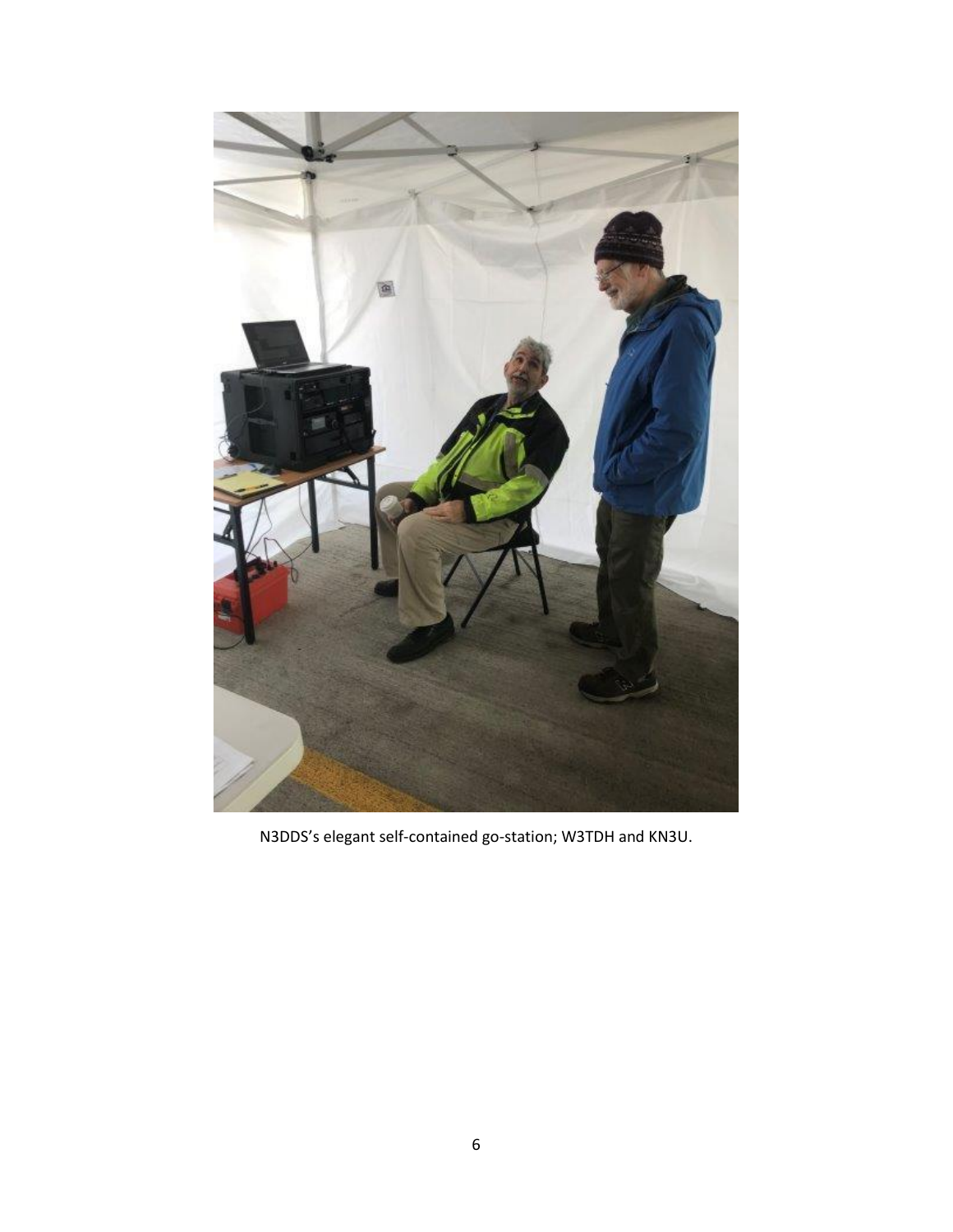N3DDS's elegant self-contained go-station; W3TDH and KN3U.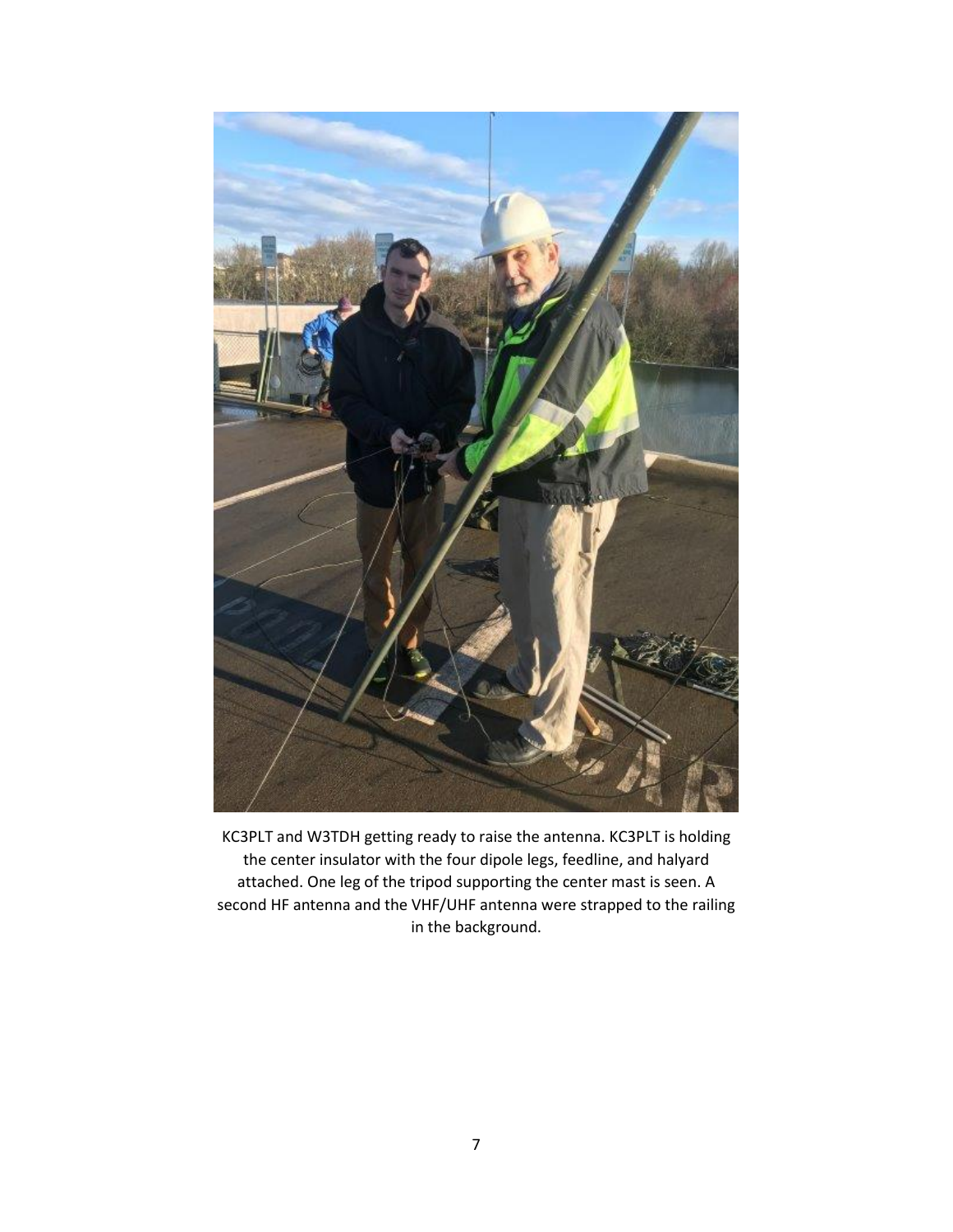KC3PLT and W3TDH getting ready to raise the antenna. KC3PLT is holding the center insulator with the four dipole legs, feedline, and halyard attached. One leg of the tripod supporting the center mast is seen. A second HF antenna and the VHF/UHF antenna were strapped to the railing in the background.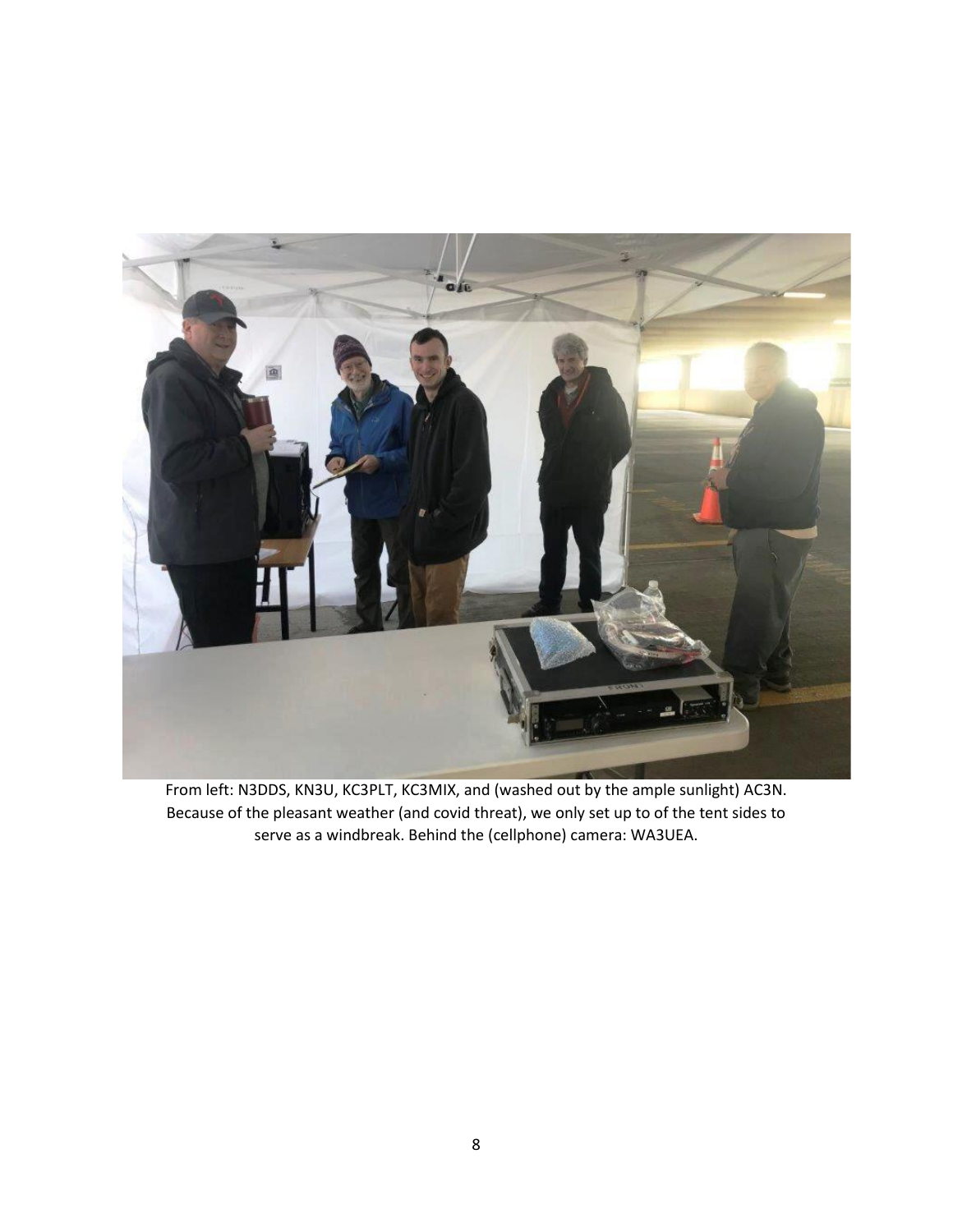From left: N3DDS, KN3U, KC3PLT, KC3MIX, and (washed out by the ample sunlight) AC3N. Because of the pleasant weather (and covid threat), we only set up to of the tent sides to serve as a windbreak. Behind the (cellphone) camera: WA3UEA.